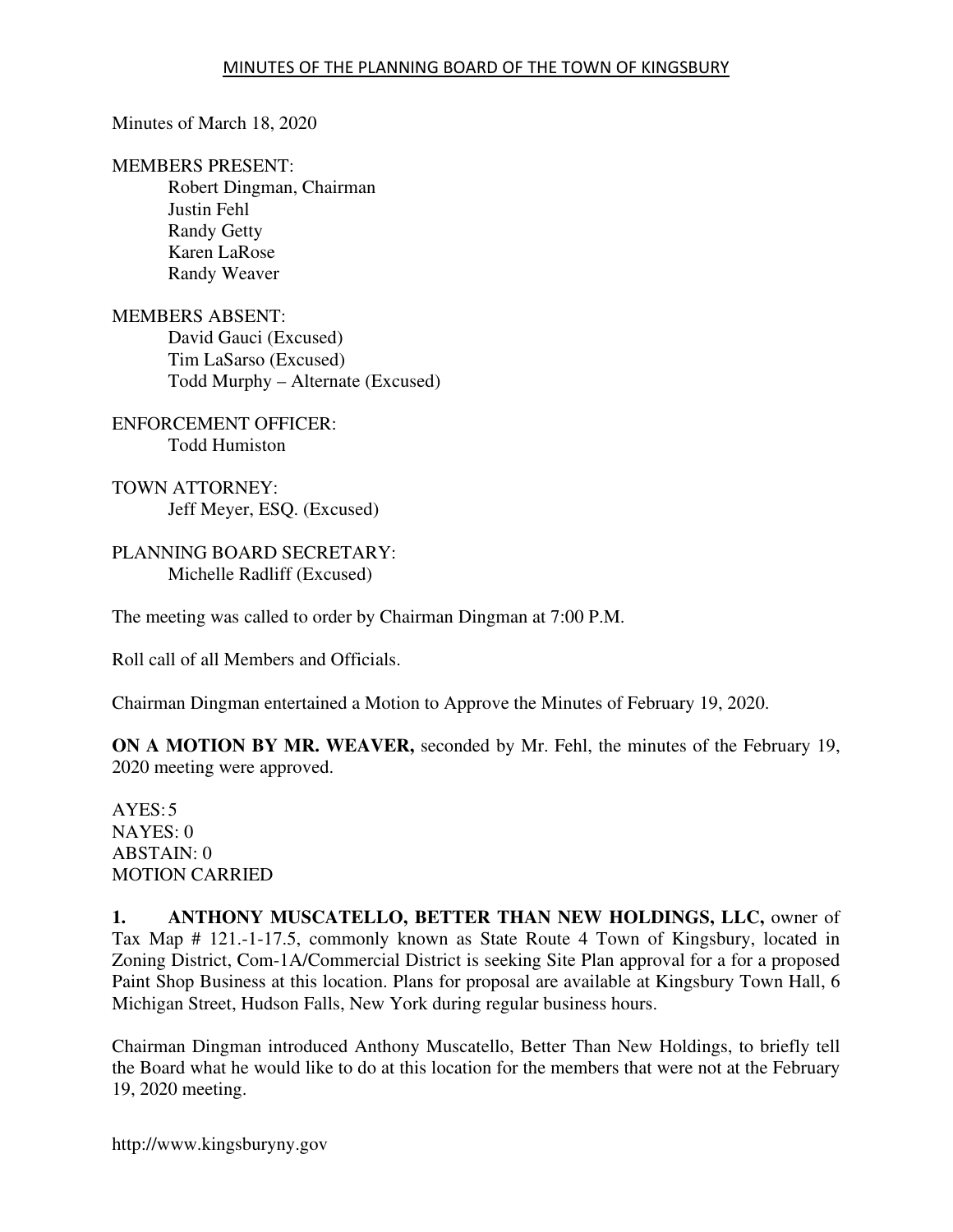# MINUTES OF THE PLANNING BOARD OF THE TOWN OF KINGSBURY

Minutes of March 18, 2020

MEMBERS PRESENT:
- Robert Dingman, Chairman
- Justin Fehl
- Randy Getty
- Karen LaRose
- Randy Weaver

MEMBERS ABSENT:
- David Gauci (Excused)
- Tim LaSarso (Excused)
- Todd Murphy – Alternate (Excused)

ENFORCEMENT OFFICER:
- Todd Humiston

TOWN ATTORNEY:
- Jeff Meyer, ESQ. (Excused)

PLANNING BOARD SECRETARY:
- Michelle Radliff (Excused)

The meeting was called to order by Chairman Dingman at 7:00 P.M.

Roll call of all Members and Officials.

Chairman Dingman entertained a Motion to Approve the Minutes of February 19, 2020.

**ON A MOTION BY MR. WEAVER,** seconded by Mr. Fehl, the minutes of the February 19, 2020 meeting were approved.

AYES: 5
NAYES: 0
ABSTAIN: 0
MOTION CARRIED

**1. ANTHONY MUSCATELLO, BETTER THAN NEW HOLDINGS, LLC,** owner of Tax Map # 121.-1-17.5, commonly known as State Route 4 Town of Kingsbury, located in Zoning District, Com-1A/Commercial District is seeking Site Plan approval for a for a proposed Paint Shop Business at this location. Plans for proposal are available at Kingsbury Town Hall, 6 Michigan Street, Hudson Falls, New York during regular business hours.

Chairman Dingman introduced Anthony Muscatello, Better Than New Holdings, to briefly tell the Board what he would like to do at this location for the members that were not at the February 19, 2020 meeting.

http://www.kingsburyny.gov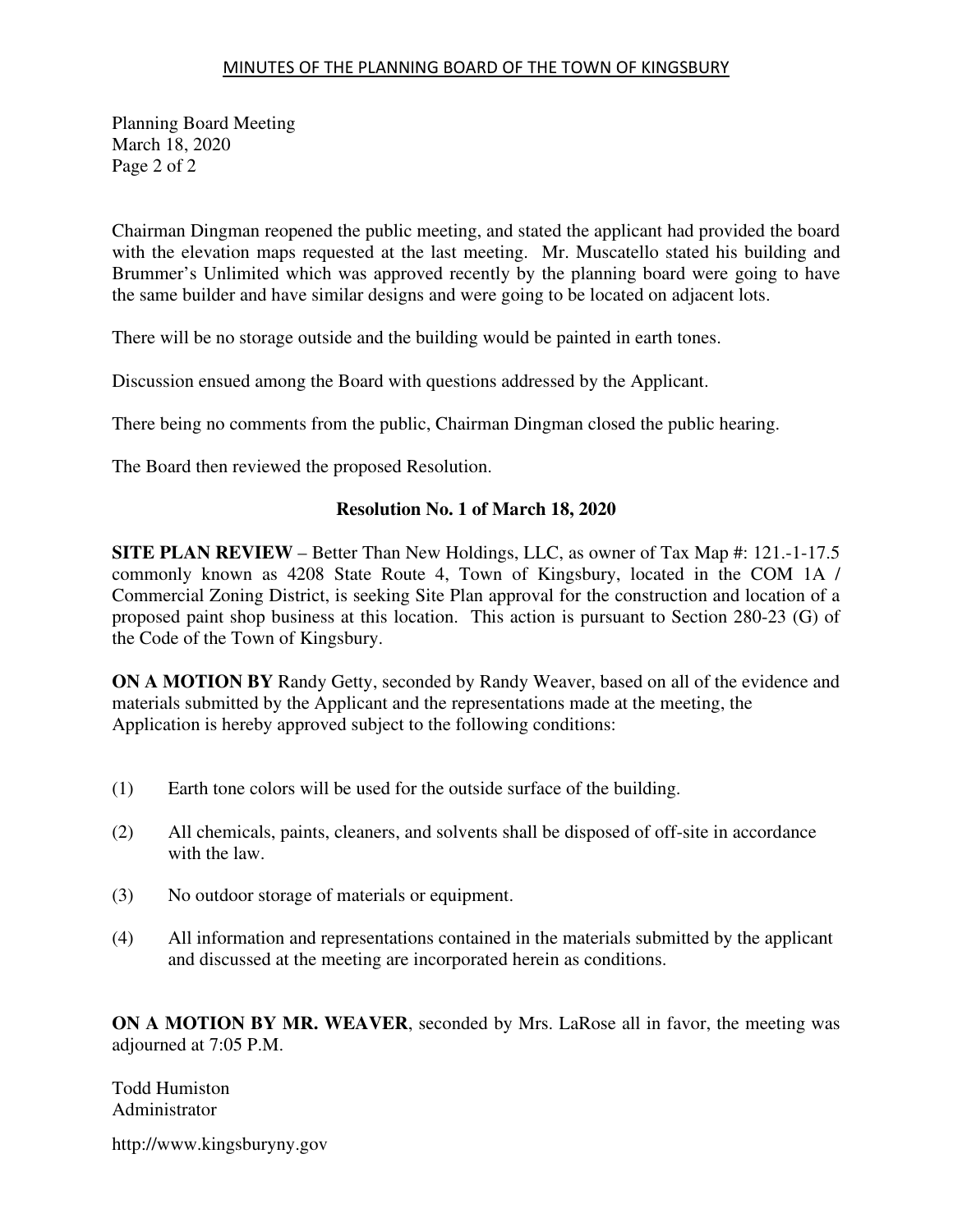Chairman Dingman reopened the public meeting, and stated the applicant had provided the board with the elevation maps requested at the last meeting. Mr. Muscatello stated his building and Brummer's Unlimited which was approved recently by the planning board were going to have the same builder and have similar designs and were going to be located on adjacent lots.

There will be no storage outside and the building would be painted in earth tones.

Discussion ensued among the Board with questions addressed by the Applicant.

There being no comments from the public, Chairman Dingman closed the public hearing.

The Board then reviewed the proposed Resolution.

## Resolution No. 1 of March 18, 2020

**SITE PLAN REVIEW** – Better Than New Holdings, LLC, as owner of Tax Map #: 121.-1-17.5 commonly known as 4208 State Route 4, Town of Kingsbury, located in the COM 1A / Commercial Zoning District, is seeking Site Plan approval for the construction and location of a proposed paint shop business at this location. This action is pursuant to Section 280-23 (G) of the Code of the Town of Kingsbury.

**ON A MOTION BY** Randy Getty, seconded by Randy Weaver, based on all of the evidence and materials submitted by the Applicant and the representations made at the meeting, the Application is hereby approved subject to the following conditions:

(1) Earth tone colors will be used for the outside surface of the building.

(2) All chemicals, paints, cleaners, and solvents shall be disposed of off-site in accordance with the law.

(3) No outdoor storage of materials or equipment.

(4) All information and representations contained in the materials submitted by the applicant and discussed at the meeting are incorporated herein as conditions.

**ON A MOTION BY MR. WEAVER**, seconded by Mrs. LaRose all in favor, the meeting was adjourned at 7:05 P.M.

Todd Humiston
Administrator

http://www.kingsburyny.gov